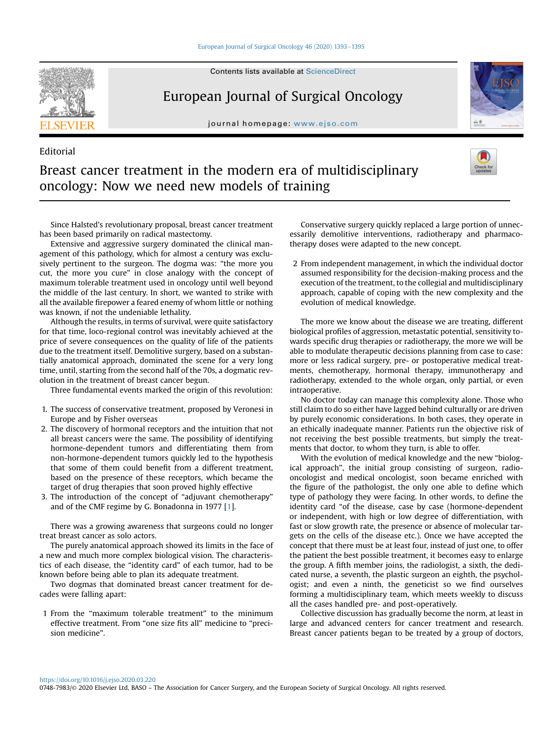Editorial

# Breast cancer treatment in the modern era of multidisciplinary oncology: Now we need new models of training

Since Halsted's revolutionary proposal, breast cancer treatment has been based primarily on radical mastectomy.

Extensive and aggressive surgery dominated the clinical management of this pathology, which for almost a century was exclusively pertinent to the surgeon. The dogma was: "the more you cut, the more you cure" in close analogy with the concept of maximum tolerable treatment used in oncology until well beyond the middle of the last century. In short, we wanted to strike with all the available firepower a feared enemy of whom little or nothing was known, if not the undeniable lethality.

Although the results, in terms of survival, were quite satisfactory for that time, loco-regional control was inevitably achieved at the price of severe consequences on the quality of life of the patients due to the treatment itself. Demolitive surgery, based on a substantially anatomical approach, dominated the scene for a very long time, until, starting from the second half of the 70s, a dogmatic revolution in the treatment of breast cancer begun.

Three fundamental events marked the origin of this revolution:

1. The success of conservative treatment, proposed by Veronesi in Europe and by Fisher overseas
2. The discovery of hormonal receptors and the intuition that not all breast cancers were the same. The possibility of identifying hormone-dependent tumors and differentiating them from non-hormone-dependent tumors quickly led to the hypothesis that some of them could benefit from a different treatment, based on the presence of these receptors, which became the target of drug therapies that soon proved highly effective
3. The introduction of the concept of "adjuvant chemotherapy" and of the CMF regime by G. Bonadonna in 1977 [1].

There was a growing awareness that surgeons could no longer treat breast cancer as solo actors.

The purely anatomical approach showed its limits in the face of a new and much more complex biological vision. The characteristics of each disease, the "identity card" of each tumor, had to be known before being able to plan its adequate treatment.

Two dogmas that dominated breast cancer treatment for decades were falling apart:

1 From the "maximum tolerable treatment" to the minimum effective treatment. From "one size fits all" medicine to "precision medicine".

Conservative surgery quickly replaced a large portion of unnecessarily demolitive interventions, radiotherapy and pharmacotherapy doses were adapted to the new concept.

2 From independent management, in which the individual doctor assumed responsibility for the decision-making process and the execution of the treatment, to the collegial and multidisciplinary approach, capable of coping with the new complexity and the evolution of medical knowledge.

The more we know about the disease we are treating, different biological profiles of aggression, metastatic potential, sensitivity towards specific drug therapies or radiotherapy, the more we will be able to modulate therapeutic decisions planning from case to case: more or less radical surgery, pre- or postoperative medical treatments, chemotherapy, hormonal therapy, immunotherapy and radiotherapy, extended to the whole organ, only partial, or even intraoperative.

No doctor today can manage this complexity alone. Those who still claim to do so either have lagged behind culturally or are driven by purely economic considerations. In both cases, they operate in an ethically inadequate manner. Patients run the objective risk of not receiving the best possible treatments, but simply the treatments that doctor, to whom they turn, is able to offer.

With the evolution of medical knowledge and the new "biological approach", the initial group consisting of surgeon, radio-oncologist and medical oncologist, soon became enriched with the figure of the pathologist, the only one able to define which type of pathology they were facing. In other words, to define the identity card "of the disease, case by case (hormone-dependent or independent, with high or low degree of differentiation, with fast or slow growth rate, the presence or absence of molecular targets on the cells of the disease etc.). Once we have accepted the concept that there must be at least four, instead of just one, to offer the patient the best possible treatment, it becomes easy to enlarge the group. A fifth member joins, the radiologist, a sixth, the dedicated nurse, a seventh, the plastic surgeon an eighth, the psychologist; and even a ninth, the geneticist so we find ourselves forming a multidisciplinary team, which meets weekly to discuss all the cases handled pre- and post-operatively.

Collective discussion has gradually become the norm, at least in large and advanced centers for cancer treatment and research. Breast cancer patients began to be treated by a group of doctors,

https://doi.org/10.1016/j.ejso.2020.03.220

0748-7983/© 2020 Elsevier Ltd, BASO ~ The Association for Cancer Surgery, and the European Society of Surgical Oncology. All rights reserved.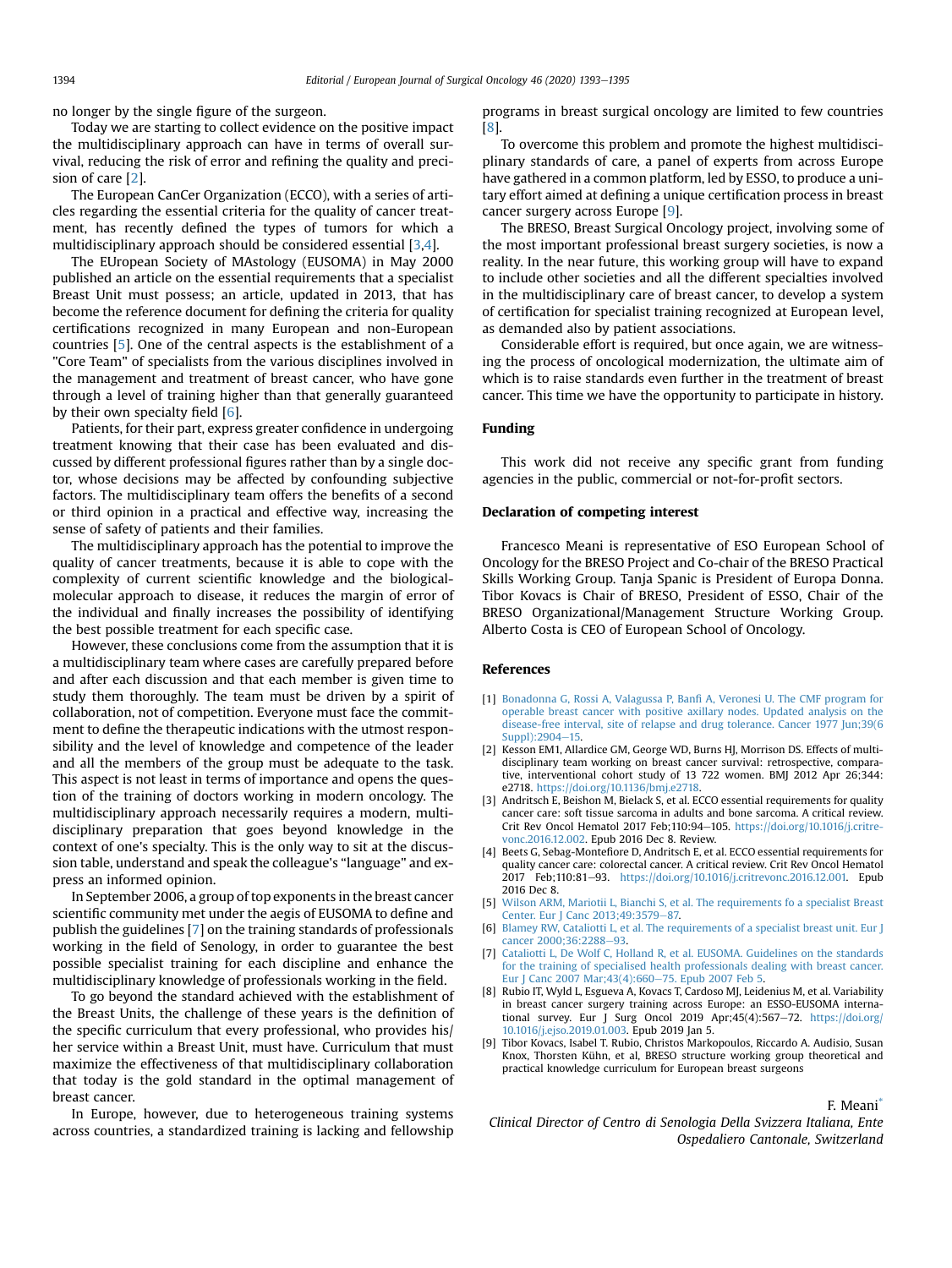no longer by the single figure of the surgeon.

Today we are starting to collect evidence on the positive impact the multidisciplinary approach can have in terms of overall survival, reducing the risk of error and refining the quality and precision of care [2].

The European CanCer Organization (ECCO), with a series of articles regarding the essential criteria for the quality of cancer treatment, has recently defined the types of tumors for which a multidisciplinary approach should be considered essential [3,4].

The EUropean Society of MAstology (EUSOMA) in May 2000 published an article on the essential requirements that a specialist Breast Unit must possess; an article, updated in 2013, that has become the reference document for defining the criteria for quality certifications recognized in many European and non-European countries [5]. One of the central aspects is the establishment of a "Core Team" of specialists from the various disciplines involved in the management and treatment of breast cancer, who have gone through a level of training higher than that generally guaranteed by their own specialty field [6].

Patients, for their part, express greater confidence in undergoing treatment knowing that their case has been evaluated and discussed by different professional figures rather than by a single doctor, whose decisions may be affected by confounding subjective factors. The multidisciplinary team offers the benefits of a second or third opinion in a practical and effective way, increasing the sense of safety of patients and their families.

The multidisciplinary approach has the potential to improve the quality of cancer treatments, because it is able to cope with the complexity of current scientific knowledge and the biological-molecular approach to disease, it reduces the margin of error of the individual and finally increases the possibility of identifying the best possible treatment for each specific case.

However, these conclusions come from the assumption that it is a multidisciplinary team where cases are carefully prepared before and after each discussion and that each member is given time to study them thoroughly. The team must be driven by a spirit of collaboration, not of competition. Everyone must face the commitment to define the therapeutic indications with the utmost responsibility and the level of knowledge and competence of the leader and all the members of the group must be adequate to the task. This aspect is not least in terms of importance and opens the question of the training of doctors working in modern oncology. The multidisciplinary approach necessarily requires a modern, multidisciplinary preparation that goes beyond knowledge in the context of one's specialty. This is the only way to sit at the discussion table, understand and speak the colleague's "language" and express an informed opinion.

In September 2006, a group of top exponents in the breast cancer scientific community met under the aegis of EUSOMA to define and publish the guidelines [7] on the training standards of professionals working in the field of Senology, in order to guarantee the best possible specialist training for each discipline and enhance the multidisciplinary knowledge of professionals working in the field.

To go beyond the standard achieved with the establishment of the Breast Units, the challenge of these years is the definition of the specific curriculum that every professional, who provides his/her service within a Breast Unit, must have. Curriculum that must maximize the effectiveness of that multidisciplinary collaboration that today is the gold standard in the optimal management of breast cancer.

In Europe, however, due to heterogeneous training systems across countries, a standardized training is lacking and fellowship programs in breast surgical oncology are limited to few countries [8].

To overcome this problem and promote the highest multidisciplinary standards of care, a panel of experts from across Europe have gathered in a common platform, led by ESSO, to produce a unitary effort aimed at defining a unique certification process in breast cancer surgery across Europe [9].

The BRESO, Breast Surgical Oncology project, involving some of the most important professional breast surgery societies, is now a reality. In the near future, this working group will have to expand to include other societies and all the different specialties involved in the multidisciplinary care of breast cancer, to develop a system of certification for specialist training recognized at European level, as demanded also by patient associations.

Considerable effort is required, but once again, we are witnessing the process of oncological modernization, the ultimate aim of which is to raise standards even further in the treatment of breast cancer. This time we have the opportunity to participate in history.

## Funding

This work did not receive any specific grant from funding agencies in the public, commercial or not-for-profit sectors.

## Declaration of competing interest

Francesco Meani is representative of ESO European School of Oncology for the BRESO Project and Co-chair of the BRESO Practical Skills Working Group. Tanja Spanic is President of Europa Donna. Tibor Kovacs is Chair of BRESO, President of ESSO, Chair of the BRESO Organizational/Management Structure Working Group. Alberto Costa is CEO of European School of Oncology.

## References

[1] Bonadonna G, Rossi A, Valagussa P, Banfi A, Veronesi U. The CMF program for operable breast cancer with positive axillary nodes. Updated analysis on the disease-free interval, site of relapse and drug tolerance. Cancer 1977 Jun;39(6 Suppl):2904–15.

[2] Kesson EM1, Allardice GM, George WD, Burns HJ, Morrison DS. Effects of multidisciplinary team working on breast cancer survival: retrospective, comparative, interventional cohort study of 13 722 women. BMJ 2012 Apr 26;344: e2718. https://doi.org/10.1136/bmj.e2718.

[3] Andritsch E, Beishon M, Bielack S, et al. ECCO essential requirements for quality cancer care: soft tissue sarcoma in adults and bone sarcoma. A critical review. Crit Rev Oncol Hematol 2017 Feb;110:94–105. https://doi.org/10.1016/j.critrevonc.2016.12.002. Epub 2016 Dec 8. Review.

[4] Beets G, Sebag-Montefiore D, Andritsch E, et al. ECCO essential requirements for quality cancer care: colorectal cancer. A critical review. Crit Rev Oncol Hematol 2017 Feb;110:81–93. https://doi.org/10.1016/j.critrevonc.2016.12.001. Epub 2016 Dec 8.

[5] Wilson ARM, Mariotii L, Bianchi S, et al. The requirements fo a specialist Breast Center. Eur J Canc 2013;49:3579–87.

[6] Blamey RW, Cataliotti L, et al. The requirements of a specialist breast unit. Eur J cancer 2000;36:2288–93.

[7] Cataliotti L, De Wolf C, Holland R, et al. EUSOMA. Guidelines on the standards for the training of specialised health professionals dealing with breast cancer. Eur J Canc 2007 Mar;43(4):660–75. Epub 2007 Feb 5.

[8] Rubio IT, Wyld L, Esgueva A, Kovacs T, Cardoso MJ, Leidenius M, et al. Variability in breast cancer surgery training across Europe: an ESSO-EUSOMA international survey. Eur J Surg Oncol 2019 Apr;45(4):567–72. https://doi.org/10.1016/j.ejso.2019.01.003. Epub 2019 Jan 5.

[9] Tibor Kovacs, Isabel T. Rubio, Christos Markopoulos, Riccardo A. Audisio, Susan Knox, Thorsten Kühn, et al, BRESO structure working group theoretical and practical knowledge curriculum for European breast surgeons

F. Meani[*]

*Clinical Director of Centro di Senologia Della Svizzera Italiana, Ente Ospedaliero Cantonale, Switzerland*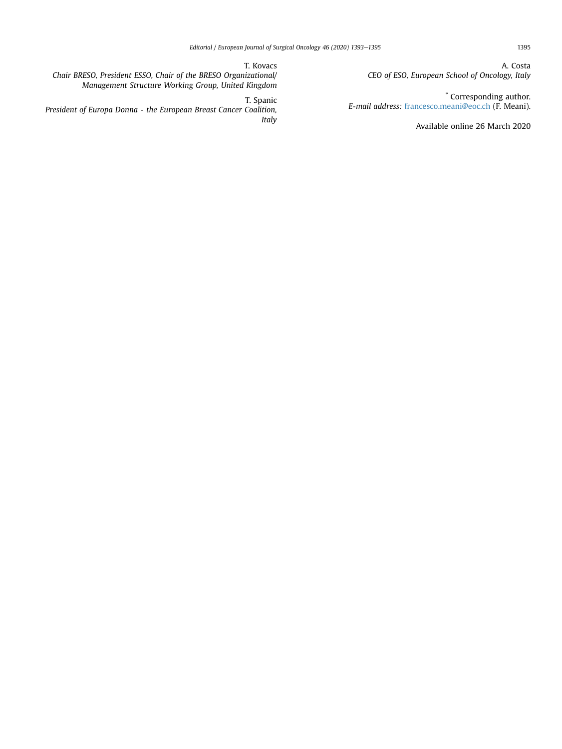T. Kovacs
*Chair BRESO, President ESSO, Chair of the BRESO Organizational/ Management Structure Working Group, United Kingdom*

T. Spanic
*President of Europa Donna - the European Breast Cancer Coalition, Italy*

A. Costa
*CEO of ESO, European School of Oncology, Italy*

\* Corresponding author.
*E-mail address:* francesco.meani@eoc.ch (F. Meani).

Available online 26 March 2020